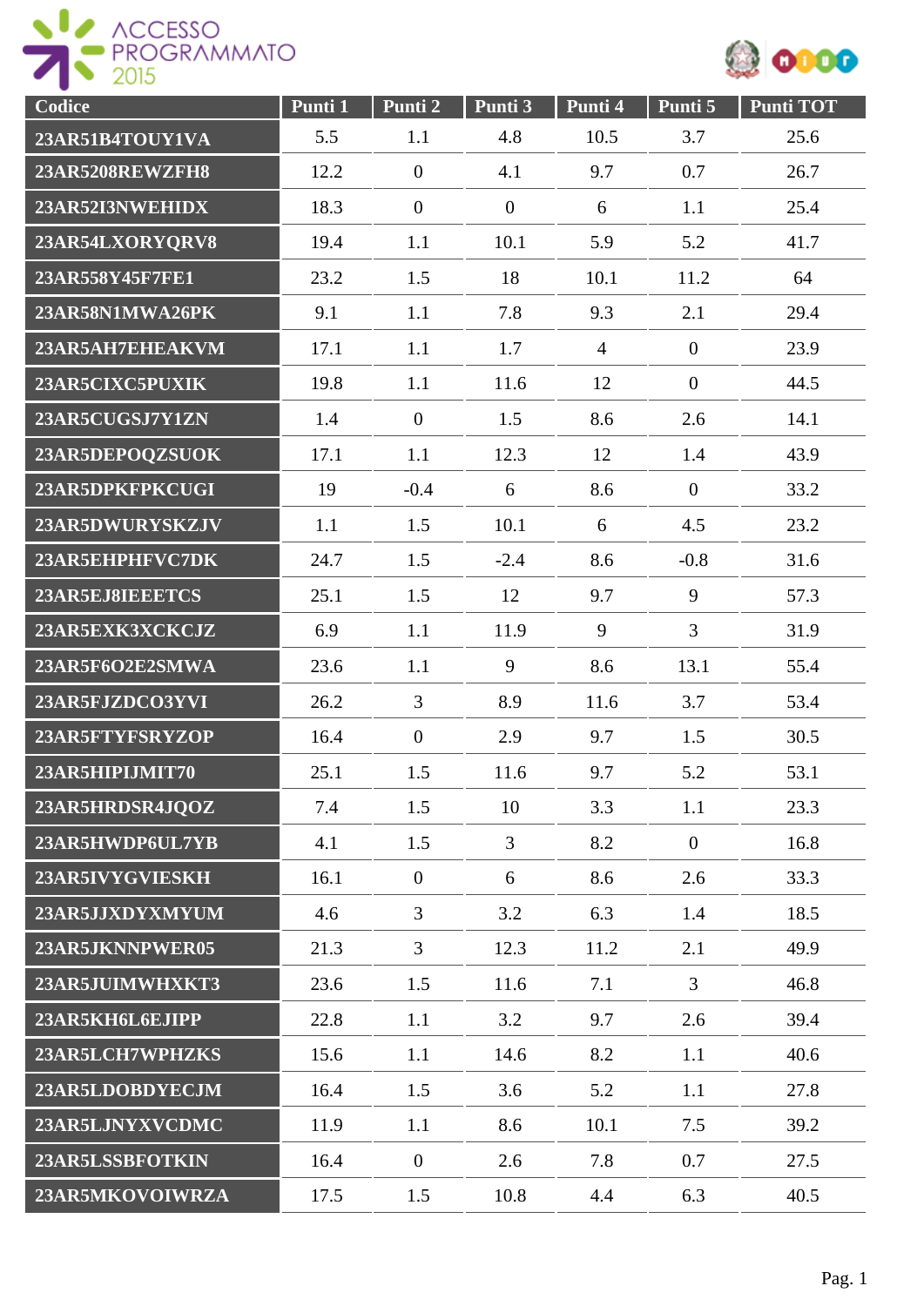ACCESSO PROGRAMMATO 2015

| Codice | Punti 1 | Punti 2 | Punti 3 | Punti 4 | Punti 5 | Punti TOT |
|---|---|---|---|---|---|---|
| 23AR51B4TOUY1VA | 5.5 | 1.1 | 4.8 | 10.5 | 3.7 | 25.6 |
| 23AR5208REWZFH8 | 12.2 | 0 | 4.1 | 9.7 | 0.7 | 26.7 |
| 23AR52I3NWEHIDX | 18.3 | 0 | 0 | 6 | 1.1 | 25.4 |
| 23AR54LXORYQRV8 | 19.4 | 1.1 | 10.1 | 5.9 | 5.2 | 41.7 |
| 23AR558Y45F7FE1 | 23.2 | 1.5 | 18 | 10.1 | 11.2 | 64 |
| 23AR58N1MWA26PK | 9.1 | 1.1 | 7.8 | 9.3 | 2.1 | 29.4 |
| 23AR5AH7EHEAKVM | 17.1 | 1.1 | 1.7 | 4 | 0 | 23.9 |
| 23AR5CIXC5PUXIK | 19.8 | 1.1 | 11.6 | 12 | 0 | 44.5 |
| 23AR5CUGSJ7Y1ZN | 1.4 | 0 | 1.5 | 8.6 | 2.6 | 14.1 |
| 23AR5DEPOQZSUOK | 17.1 | 1.1 | 12.3 | 12 | 1.4 | 43.9 |
| 23AR5DPKFPKCUGI | 19 | -0.4 | 6 | 8.6 | 0 | 33.2 |
| 23AR5DWURYSKZJV | 1.1 | 1.5 | 10.1 | 6 | 4.5 | 23.2 |
| 23AR5EHPHFVC7DK | 24.7 | 1.5 | -2.4 | 8.6 | -0.8 | 31.6 |
| 23AR5EJ8IEEETCS | 25.1 | 1.5 | 12 | 9.7 | 9 | 57.3 |
| 23AR5EXK3XCKCJZ | 6.9 | 1.1 | 11.9 | 9 | 3 | 31.9 |
| 23AR5F6O2E2SMWA | 23.6 | 1.1 | 9 | 8.6 | 13.1 | 55.4 |
| 23AR5FJZDCO3YVI | 26.2 | 3 | 8.9 | 11.6 | 3.7 | 53.4 |
| 23AR5FTYFSRYZOP | 16.4 | 0 | 2.9 | 9.7 | 1.5 | 30.5 |
| 23AR5HIPIJMIT70 | 25.1 | 1.5 | 11.6 | 9.7 | 5.2 | 53.1 |
| 23AR5HRDSR4JQOZ | 7.4 | 1.5 | 10 | 3.3 | 1.1 | 23.3 |
| 23AR5HWDP6UL7YB | 4.1 | 1.5 | 3 | 8.2 | 0 | 16.8 |
| 23AR5IVYGVIESKH | 16.1 | 0 | 6 | 8.6 | 2.6 | 33.3 |
| 23AR5JJXDYXMYUM | 4.6 | 3 | 3.2 | 6.3 | 1.4 | 18.5 |
| 23AR5JKNNPWER05 | 21.3 | 3 | 12.3 | 11.2 | 2.1 | 49.9 |
| 23AR5JUIMWHXKT3 | 23.6 | 1.5 | 11.6 | 7.1 | 3 | 46.8 |
| 23AR5KH6L6EJIPP | 22.8 | 1.1 | 3.2 | 9.7 | 2.6 | 39.4 |
| 23AR5LCH7WPHZKS | 15.6 | 1.1 | 14.6 | 8.2 | 1.1 | 40.6 |
| 23AR5LDOBDYECJM | 16.4 | 1.5 | 3.6 | 5.2 | 1.1 | 27.8 |
| 23AR5LJNYXVCDMC | 11.9 | 1.1 | 8.6 | 10.1 | 7.5 | 39.2 |
| 23AR5LSSBFOTKIN | 16.4 | 0 | 2.6 | 7.8 | 0.7 | 27.5 |
| 23AR5MKOVOIWRZA | 17.5 | 1.5 | 10.8 | 4.4 | 6.3 | 40.5 |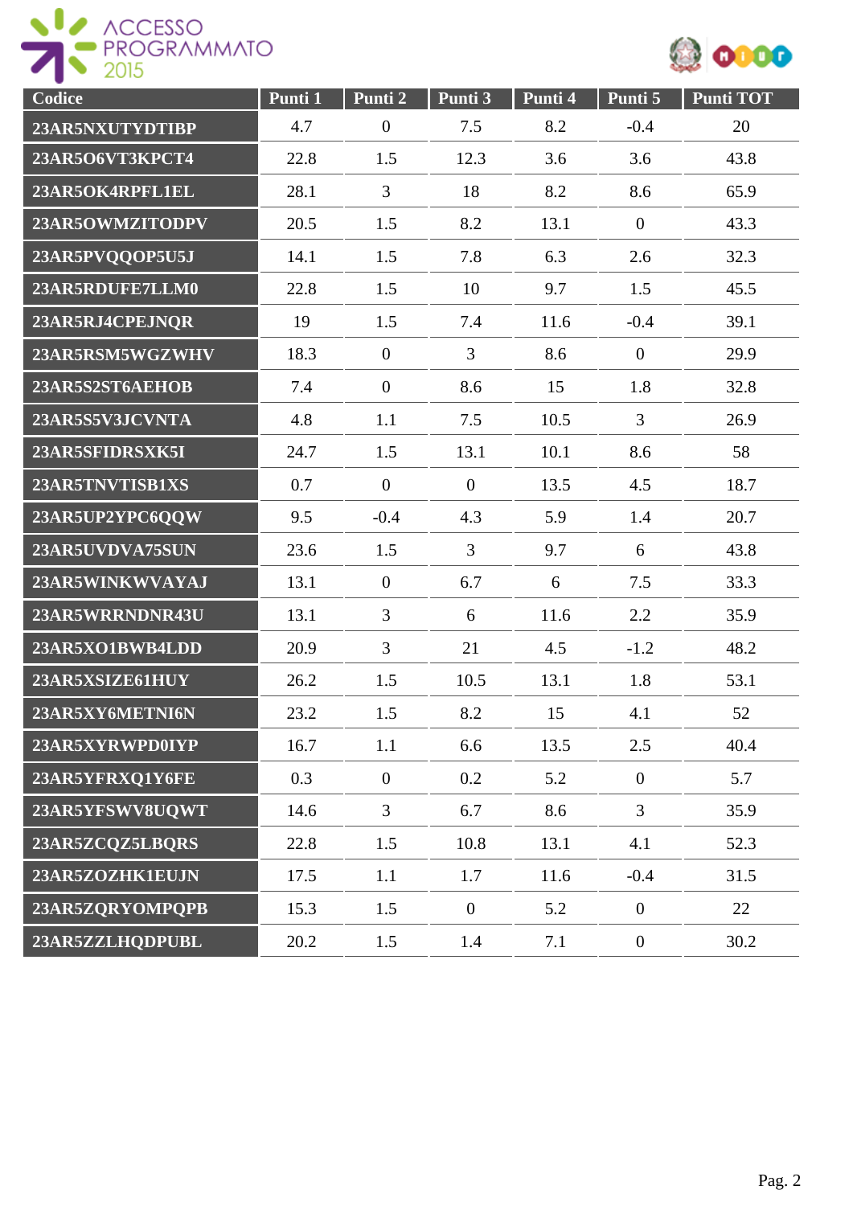| Codice | Punti 1 | Punti 2 | Punti 3 | Punti 4 | Punti 5 | Punti TOT |
|---|---|---|---|---|---|---|
| 23AR5NXUTYDTIBP | 4.7 | 0 | 7.5 | 8.2 | -0.4 | 20 |
| 23AR5O6VT3KPCT4 | 22.8 | 1.5 | 12.3 | 3.6 | 3.6 | 43.8 |
| 23AR5OK4RPFL1EL | 28.1 | 3 | 18 | 8.2 | 8.6 | 65.9 |
| 23AR5OWMZITODPV | 20.5 | 1.5 | 8.2 | 13.1 | 0 | 43.3 |
| 23AR5PVQQOP5U5J | 14.1 | 1.5 | 7.8 | 6.3 | 2.6 | 32.3 |
| 23AR5RDUFE7LLM0 | 22.8 | 1.5 | 10 | 9.7 | 1.5 | 45.5 |
| 23AR5RJ4CPEJNQR | 19 | 1.5 | 7.4 | 11.6 | -0.4 | 39.1 |
| 23AR5RSM5WGZWHV | 18.3 | 0 | 3 | 8.6 | 0 | 29.9 |
| 23AR5S2ST6AEHOB | 7.4 | 0 | 8.6 | 15 | 1.8 | 32.8 |
| 23AR5S5V3JCVNTA | 4.8 | 1.1 | 7.5 | 10.5 | 3 | 26.9 |
| 23AR5SFIDRSXK5I | 24.7 | 1.5 | 13.1 | 10.1 | 8.6 | 58 |
| 23AR5TNVTISB1XS | 0.7 | 0 | 0 | 13.5 | 4.5 | 18.7 |
| 23AR5UP2YPC6QQW | 9.5 | -0.4 | 4.3 | 5.9 | 1.4 | 20.7 |
| 23AR5UVDVA75SUN | 23.6 | 1.5 | 3 | 9.7 | 6 | 43.8 |
| 23AR5WINKWVAYAJ | 13.1 | 0 | 6.7 | 6 | 7.5 | 33.3 |
| 23AR5WRRNDNR43U | 13.1 | 3 | 6 | 11.6 | 2.2 | 35.9 |
| 23AR5XO1BWB4LDD | 20.9 | 3 | 21 | 4.5 | -1.2 | 48.2 |
| 23AR5XSIZE61HUY | 26.2 | 1.5 | 10.5 | 13.1 | 1.8 | 53.1 |
| 23AR5XY6METNI6N | 23.2 | 1.5 | 8.2 | 15 | 4.1 | 52 |
| 23AR5XYRWPD0IYP | 16.7 | 1.1 | 6.6 | 13.5 | 2.5 | 40.4 |
| 23AR5YFRXQ1Y6FE | 0.3 | 0 | 0.2 | 5.2 | 0 | 5.7 |
| 23AR5YFSWV8UQWT | 14.6 | 3 | 6.7 | 8.6 | 3 | 35.9 |
| 23AR5ZCQZ5LBQRS | 22.8 | 1.5 | 10.8 | 13.1 | 4.1 | 52.3 |
| 23AR5ZOZHK1EUJN | 17.5 | 1.1 | 1.7 | 11.6 | -0.4 | 31.5 |
| 23AR5ZQRYOMPQPB | 15.3 | 1.5 | 0 | 5.2 | 0 | 22 |
| 23AR5ZZLHQDPUBL | 20.2 | 1.5 | 1.4 | 7.1 | 0 | 30.2 |